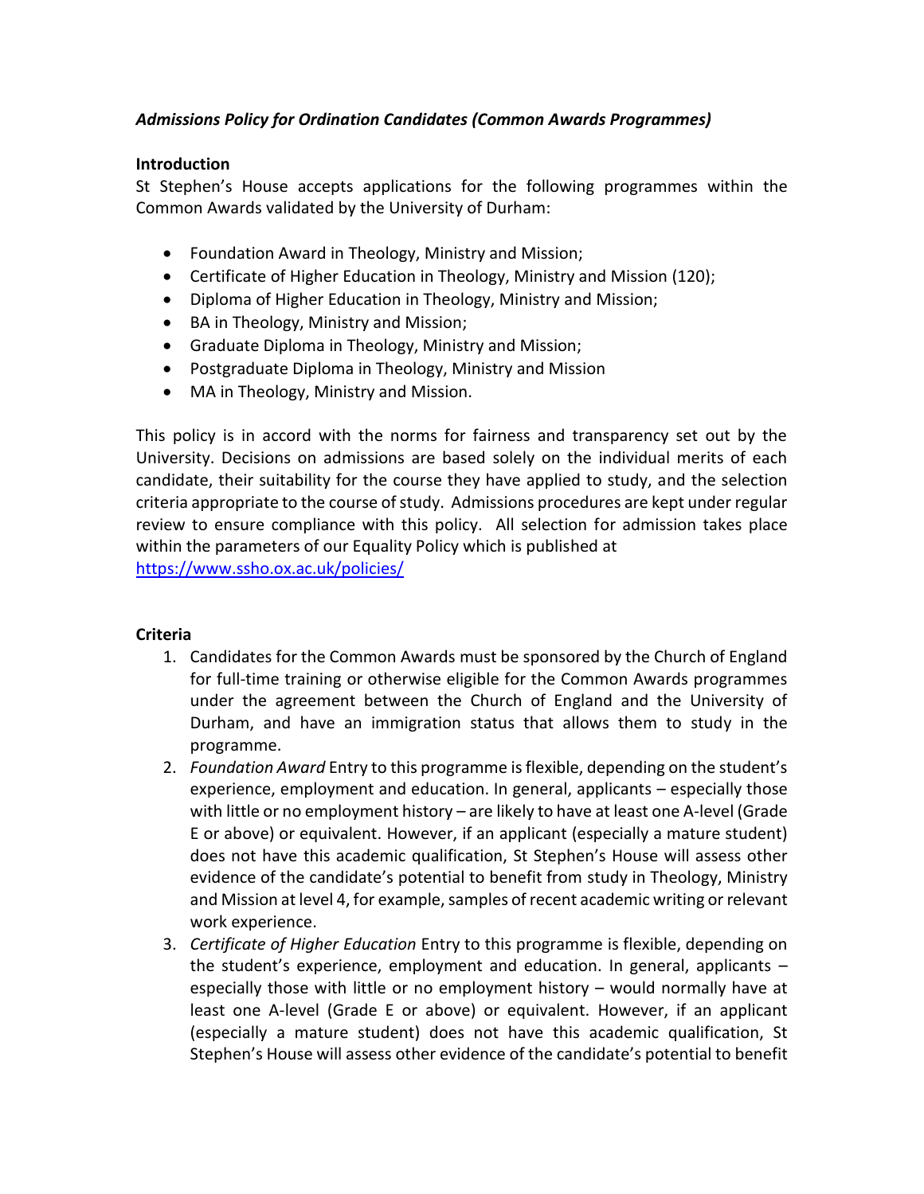***Admissions Policy for Ordination Candidates (Common Awards Programmes)***

**Introduction**

St Stephen's House accepts applications for the following programmes within the Common Awards validated by the University of Durham:

- Foundation Award in Theology, Ministry and Mission;
- Certificate of Higher Education in Theology, Ministry and Mission (120);
- Diploma of Higher Education in Theology, Ministry and Mission;
- BA in Theology, Ministry and Mission;
- Graduate Diploma in Theology, Ministry and Mission;
- Postgraduate Diploma in Theology, Ministry and Mission
- MA in Theology, Ministry and Mission.

This policy is in accord with the norms for fairness and transparency set out by the University. Decisions on admissions are based solely on the individual merits of each candidate, their suitability for the course they have applied to study, and the selection criteria appropriate to the course of study. Admissions procedures are kept under regular review to ensure compliance with this policy. All selection for admission takes place within the parameters of our Equality Policy which is published at https://www.ssho.ox.ac.uk/policies/

**Criteria**

1. Candidates for the Common Awards must be sponsored by the Church of England for full-time training or otherwise eligible for the Common Awards programmes under the agreement between the Church of England and the University of Durham, and have an immigration status that allows them to study in the programme.
2. *Foundation Award* Entry to this programme is flexible, depending on the student's experience, employment and education. In general, applicants – especially those with little or no employment history – are likely to have at least one A-level (Grade E or above) or equivalent. However, if an applicant (especially a mature student) does not have this academic qualification, St Stephen's House will assess other evidence of the candidate's potential to benefit from study in Theology, Ministry and Mission at level 4, for example, samples of recent academic writing or relevant work experience.
3. *Certificate of Higher Education* Entry to this programme is flexible, depending on the student's experience, employment and education. In general, applicants – especially those with little or no employment history – would normally have at least one A-level (Grade E or above) or equivalent. However, if an applicant (especially a mature student) does not have this academic qualification, St Stephen's House will assess other evidence of the candidate's potential to benefit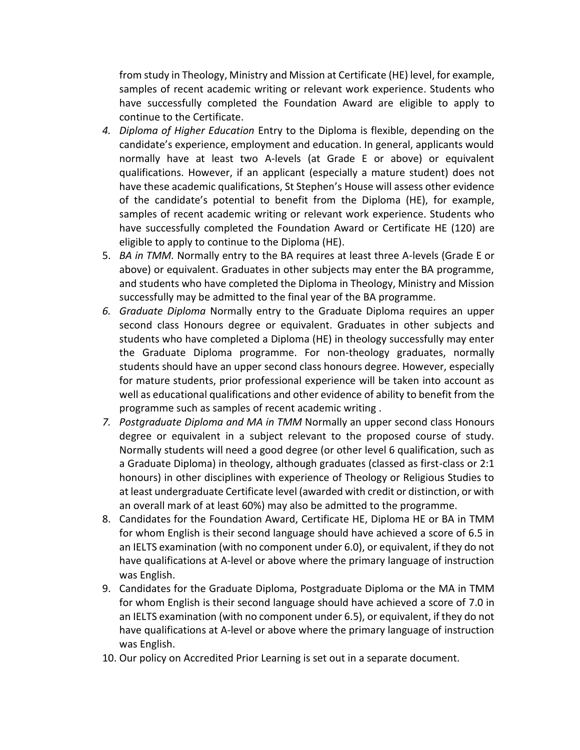from study in Theology, Ministry and Mission at Certificate (HE) level, for example, samples of recent academic writing or relevant work experience. Students who have successfully completed the Foundation Award are eligible to apply to continue to the Certificate.

4. *Diploma of Higher Education* Entry to the Diploma is flexible, depending on the candidate's experience, employment and education. In general, applicants would normally have at least two A-levels (at Grade E or above) or equivalent qualifications. However, if an applicant (especially a mature student) does not have these academic qualifications, St Stephen's House will assess other evidence of the candidate's potential to benefit from the Diploma (HE), for example, samples of recent academic writing or relevant work experience. Students who have successfully completed the Foundation Award or Certificate HE (120) are eligible to apply to continue to the Diploma (HE).
5. *BA in TMM.* Normally entry to the BA requires at least three A-levels (Grade E or above) or equivalent. Graduates in other subjects may enter the BA programme, and students who have completed the Diploma in Theology, Ministry and Mission successfully may be admitted to the final year of the BA programme.
6. *Graduate Diploma* Normally entry to the Graduate Diploma requires an upper second class Honours degree or equivalent. Graduates in other subjects and students who have completed a Diploma (HE) in theology successfully may enter the Graduate Diploma programme. For non-theology graduates, normally students should have an upper second class honours degree. However, especially for mature students, prior professional experience will be taken into account as well as educational qualifications and other evidence of ability to benefit from the programme such as samples of recent academic writing .
7. *Postgraduate Diploma and MA in TMM* Normally an upper second class Honours degree or equivalent in a subject relevant to the proposed course of study. Normally students will need a good degree (or other level 6 qualification, such as a Graduate Diploma) in theology, although graduates (classed as first-class or 2:1 honours) in other disciplines with experience of Theology or Religious Studies to at least undergraduate Certificate level (awarded with credit or distinction, or with an overall mark of at least 60%) may also be admitted to the programme.
8. Candidates for the Foundation Award, Certificate HE, Diploma HE or BA in TMM for whom English is their second language should have achieved a score of 6.5 in an IELTS examination (with no component under 6.0), or equivalent, if they do not have qualifications at A-level or above where the primary language of instruction was English.
9. Candidates for the Graduate Diploma, Postgraduate Diploma or the MA in TMM for whom English is their second language should have achieved a score of 7.0 in an IELTS examination (with no component under 6.5), or equivalent, if they do not have qualifications at A-level or above where the primary language of instruction was English.
10. Our policy on Accredited Prior Learning is set out in a separate document.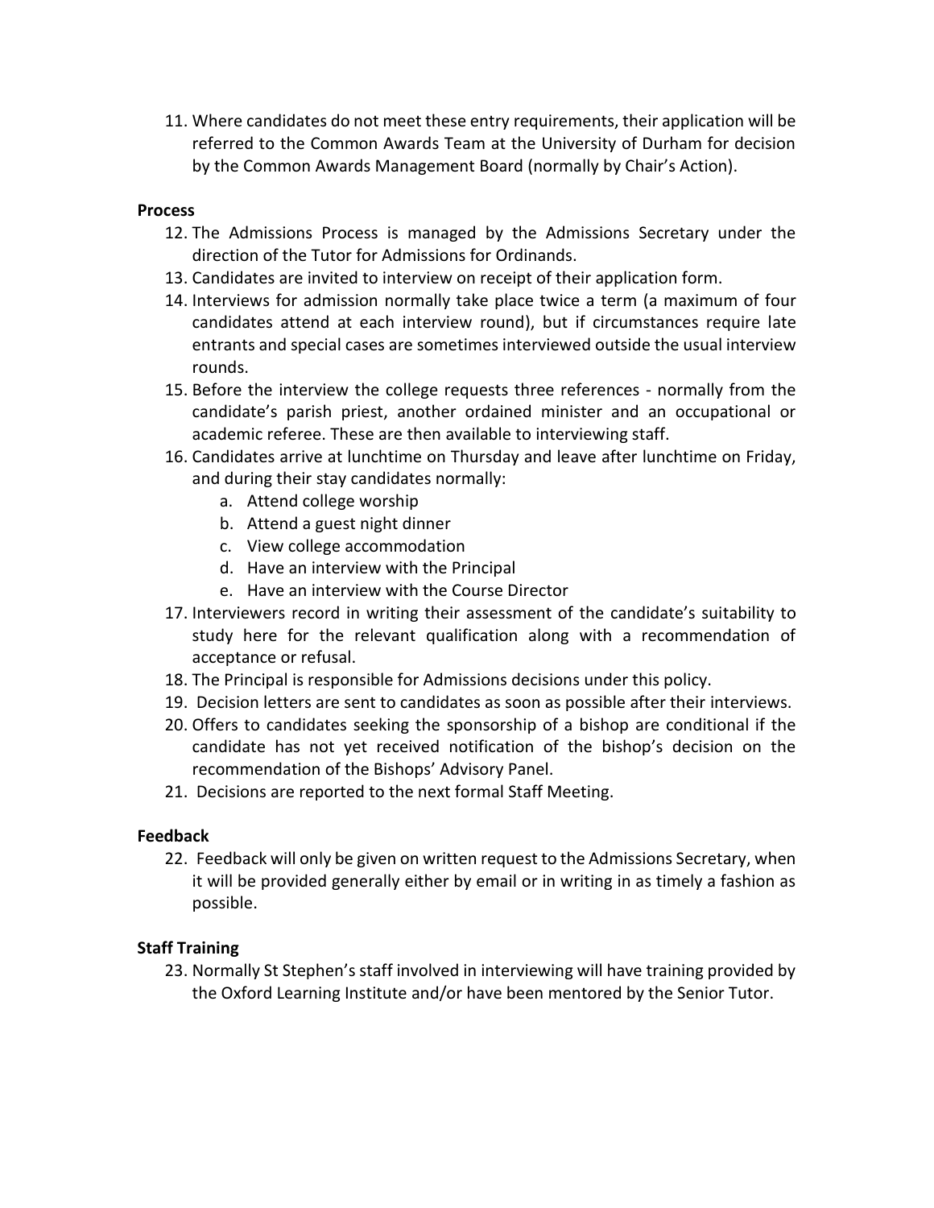11. Where candidates do not meet these entry requirements, their application will be referred to the Common Awards Team at the University of Durham for decision by the Common Awards Management Board (normally by Chair's Action).

**Process**

12. The Admissions Process is managed by the Admissions Secretary under the direction of the Tutor for Admissions for Ordinands.
13. Candidates are invited to interview on receipt of their application form.
14. Interviews for admission normally take place twice a term (a maximum of four candidates attend at each interview round), but if circumstances require late entrants and special cases are sometimes interviewed outside the usual interview rounds.
15. Before the interview the college requests three references - normally from the candidate's parish priest, another ordained minister and an occupational or academic referee. These are then available to interviewing staff.
16. Candidates arrive at lunchtime on Thursday and leave after lunchtime on Friday, and during their stay candidates normally:
    a. Attend college worship
    b. Attend a guest night dinner
    c. View college accommodation
    d. Have an interview with the Principal
    e. Have an interview with the Course Director
17. Interviewers record in writing their assessment of the candidate's suitability to study here for the relevant qualification along with a recommendation of acceptance or refusal.
18. The Principal is responsible for Admissions decisions under this policy.
19. Decision letters are sent to candidates as soon as possible after their interviews.
20. Offers to candidates seeking the sponsorship of a bishop are conditional if the candidate has not yet received notification of the bishop's decision on the recommendation of the Bishops' Advisory Panel.
21. Decisions are reported to the next formal Staff Meeting.

**Feedback**

22. Feedback will only be given on written request to the Admissions Secretary, when it will be provided generally either by email or in writing in as timely a fashion as possible.

**Staff Training**

23. Normally St Stephen's staff involved in interviewing will have training provided by the Oxford Learning Institute and/or have been mentored by the Senior Tutor.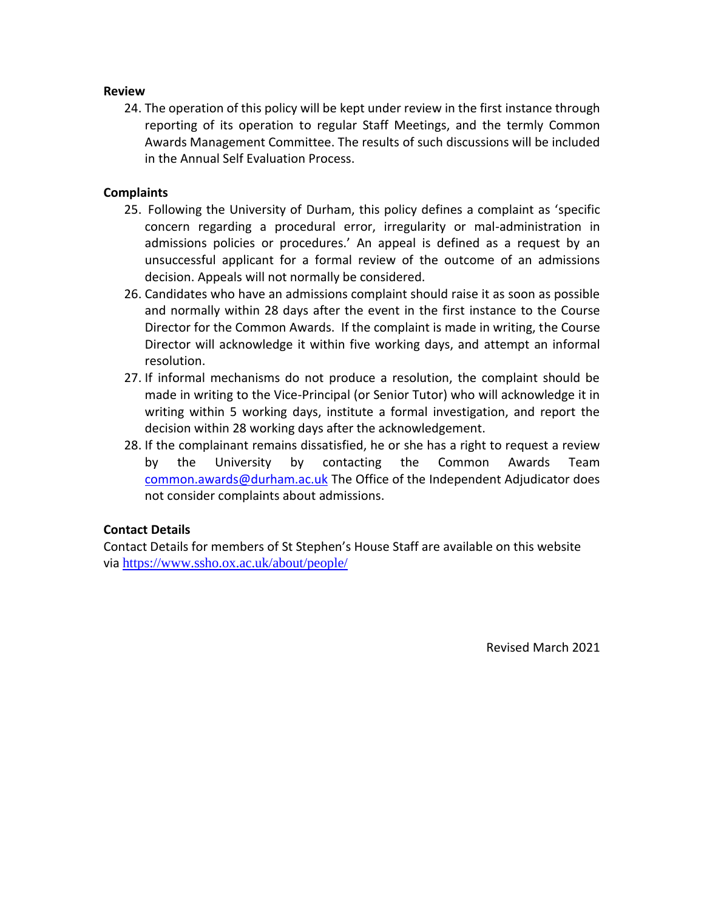**Review**

24. The operation of this policy will be kept under review in the first instance through reporting of its operation to regular Staff Meetings, and the termly Common Awards Management Committee. The results of such discussions will be included in the Annual Self Evaluation Process.

**Complaints**

25. Following the University of Durham, this policy defines a complaint as 'specific concern regarding a procedural error, irregularity or mal-administration in admissions policies or procedures.' An appeal is defined as a request by an unsuccessful applicant for a formal review of the outcome of an admissions decision. Appeals will not normally be considered.
26. Candidates who have an admissions complaint should raise it as soon as possible and normally within 28 days after the event in the first instance to the Course Director for the Common Awards. If the complaint is made in writing, the Course Director will acknowledge it within five working days, and attempt an informal resolution.
27. If informal mechanisms do not produce a resolution, the complaint should be made in writing to the Vice-Principal (or Senior Tutor) who will acknowledge it in writing within 5 working days, institute a formal investigation, and report the decision within 28 working days after the acknowledgement.
28. If the complainant remains dissatisfied, he or she has a right to request a review by the University by contacting the Common Awards Team common.awards@durham.ac.uk The Office of the Independent Adjudicator does not consider complaints about admissions.

**Contact Details**

Contact Details for members of St Stephen's House Staff are available on this website via https://www.ssho.ox.ac.uk/about/people/

Revised March 2021